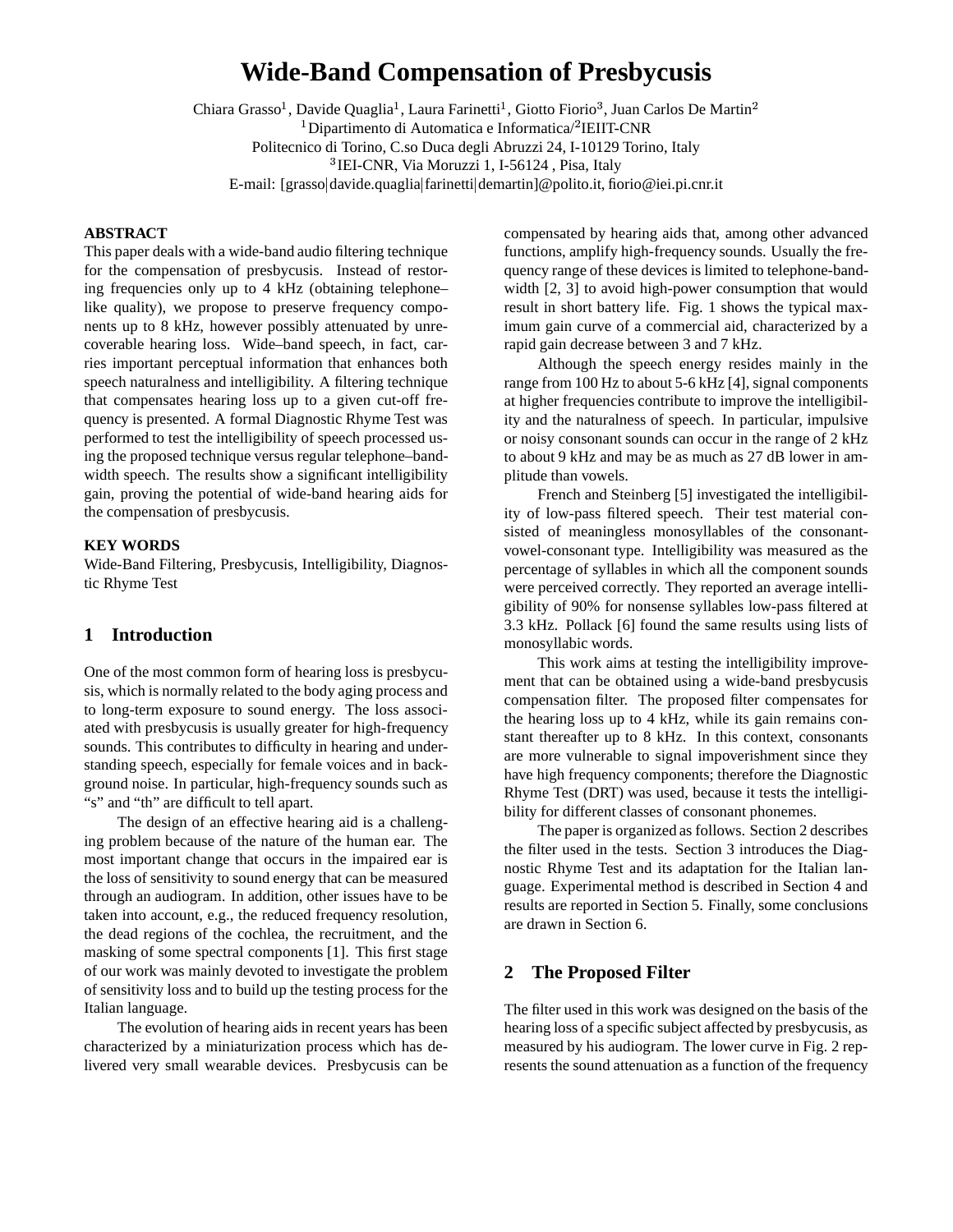# Wide-Band Compensation of Presbycusis

Chiara Grasso[1], Davide Quaglia[1], Laura Farinetti[1], Giotto Fiorio[3], Juan Carlos De Martin[2]
[1]Dipartimento di Automatica e Informatica/[2]IEIIT-CNR
Politecnico di Torino, C.so Duca degli Abruzzi 24, I-10129 Torino, Italy
[3]IEI-CNR, Via Moruzzi 1, I-56124 , Pisa, Italy
E-mail: [grasso|davide.quaglia|farinetti|demartin]@polito.it, fiorio@iei.pi.cnr.it

**ABSTRACT**

This paper deals with a wide-band audio filtering technique for the compensation of presbycusis. Instead of restoring frequencies only up to 4 kHz (obtaining telephone–like quality), we propose to preserve frequency components up to 8 kHz, however possibly attenuated by unrecoverable hearing loss. Wide–band speech, in fact, carries important perceptual information that enhances both speech naturalness and intelligibility. A filtering technique that compensates hearing loss up to a given cut-off frequency is presented. A formal Diagnostic Rhyme Test was performed to test the intelligibility of speech processed using the proposed technique versus regular telephone–band-width speech. The results show a significant intelligibility gain, proving the potential of wide-band hearing aids for the compensation of presbycusis.

**KEY WORDS**

Wide-Band Filtering, Presbycusis, Intelligibility, Diagnostic Rhyme Test

## 1 Introduction

One of the most common form of hearing loss is presbycusis, which is normally related to the body aging process and to long-term exposure to sound energy. The loss associated with presbycusis is usually greater for high-frequency sounds. This contributes to difficulty in hearing and understanding speech, especially for female voices and in background noise. In particular, high-frequency sounds such as "s" and "th" are difficult to tell apart.

The design of an effective hearing aid is a challenging problem because of the nature of the human ear. The most important change that occurs in the impaired ear is the loss of sensitivity to sound energy that can be measured through an audiogram. In addition, other issues have to be taken into account, e.g., the reduced frequency resolution, the dead regions of the cochlea, the recruitment, and the masking of some spectral components [1]. This first stage of our work was mainly devoted to investigate the problem of sensitivity loss and to build up the testing process for the Italian language.

The evolution of hearing aids in recent years has been characterized by a miniaturization process which has delivered very small wearable devices. Presbycusis can be compensated by hearing aids that, among other advanced functions, amplify high-frequency sounds. Usually the frequency range of these devices is limited to telephone-bandwidth [2, 3] to avoid high-power consumption that would result in short battery life. Fig. 1 shows the typical maximum gain curve of a commercial aid, characterized by a rapid gain decrease between 3 and 7 kHz.

Although the speech energy resides mainly in the range from 100 Hz to about 5-6 kHz [4], signal components at higher frequencies contribute to improve the intelligibility and the naturalness of speech. In particular, impulsive or noisy consonant sounds can occur in the range of 2 kHz to about 9 kHz and may be as much as 27 dB lower in amplitude than vowels.

French and Steinberg [5] investigated the intelligibility of low-pass filtered speech. Their test material consisted of meaningless monosyllables of the consonant-vowel-consonant type. Intelligibility was measured as the percentage of syllables in which all the component sounds were perceived correctly. They reported an average intelligibility of 90% for nonsense syllables low-pass filtered at 3.3 kHz. Pollack [6] found the same results using lists of monosyllabic words.

This work aims at testing the intelligibility improvement that can be obtained using a wide-band presbycusis compensation filter. The proposed filter compensates for the hearing loss up to 4 kHz, while its gain remains constant thereafter up to 8 kHz. In this context, consonants are more vulnerable to signal impoverishment since they have high frequency components; therefore the Diagnostic Rhyme Test (DRT) was used, because it tests the intelligibility for different classes of consonant phonemes.

The paper is organized as follows. Section 2 describes the filter used in the tests. Section 3 introduces the Diagnostic Rhyme Test and its adaptation for the Italian language. Experimental method is described in Section 4 and results are reported in Section 5. Finally, some conclusions are drawn in Section 6.

## 2 The Proposed Filter

The filter used in this work was designed on the basis of the hearing loss of a specific subject affected by presbycusis, as measured by his audiogram. The lower curve in Fig. 2 represents the sound attenuation as a function of the frequency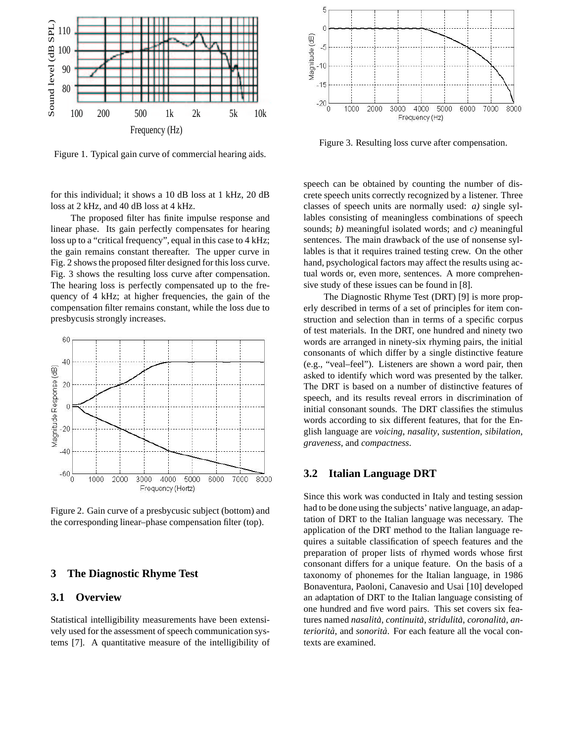Figure 1. Typical gain curve of commercial hearing aids.

Figure 3. Resulting loss curve after compensation.

for this individual; it shows a 10 dB loss at 1 kHz, 20 dB loss at 2 kHz, and 40 dB loss at 4 kHz.

The proposed filter has finite impulse response and linear phase. Its gain perfectly compensates for hearing loss up to a "critical frequency", equal in this case to 4 kHz; the gain remains constant thereafter. The upper curve in Fig. 2 shows the proposed filter designed for this loss curve. Fig. 3 shows the resulting loss curve after compensation. The hearing loss is perfectly compensated up to the frequency of 4 kHz; at higher frequencies, the gain of the compensation filter remains constant, while the loss due to presbycusis strongly increases.

Figure 2. Gain curve of a presbycusic subject (bottom) and the corresponding linear–phase compensation filter (top).

## 3 The Diagnostic Rhyme Test

### 3.1 Overview

Statistical intelligibility measurements have been extensively used for the assessment of speech communication systems [7]. A quantitative measure of the intelligibility of speech can be obtained by counting the number of discrete speech units correctly recognized by a listener. Three classes of speech units are normally used: *a)* single syllables consisting of meaningless combinations of speech sounds; *b)* meaningful isolated words; and *c)* meaningful sentences. The main drawback of the use of nonsense syllables is that it requires trained testing crew. On the other hand, psychological factors may affect the results using actual words or, even more, sentences. A more comprehensive study of these issues can be found in [8].

The Diagnostic Rhyme Test (DRT) [9] is more properly described in terms of a set of principles for item construction and selection than in terms of a specific corpus of test materials. In the DRT, one hundred and ninety two words are arranged in ninety-six rhyming pairs, the initial consonants of which differ by a single distinctive feature (e.g., "veal–feel"). Listeners are shown a word pair, then asked to identify which word was presented by the talker. The DRT is based on a number of distinctive features of speech, and its results reveal errors in discrimination of initial consonant sounds. The DRT classifies the stimulus words according to six different features, that for the English language are *voicing*, *nasality*, *sustention*, *sibilation*, *graveness*, and *compactness*.

### 3.2 Italian Language DRT

Since this work was conducted in Italy and testing session had to be done using the subjects' native language, an adaptation of DRT to the Italian language was necessary. The application of the DRT method to the Italian language requires a suitable classification of speech features and the preparation of proper lists of rhymed words whose first consonant differs for a unique feature. On the basis of a taxonomy of phonemes for the Italian language, in 1986 Bonaventura, Paoloni, Canavesio and Usai [10] developed an adaptation of DRT to the Italian language consisting of one hundred and five word pairs. This set covers six features named *nasalità*, *continuità*, *stridulità*, *coronalità*, *anteriorità*, and *sonorità*. For each feature all the vocal contexts are examined.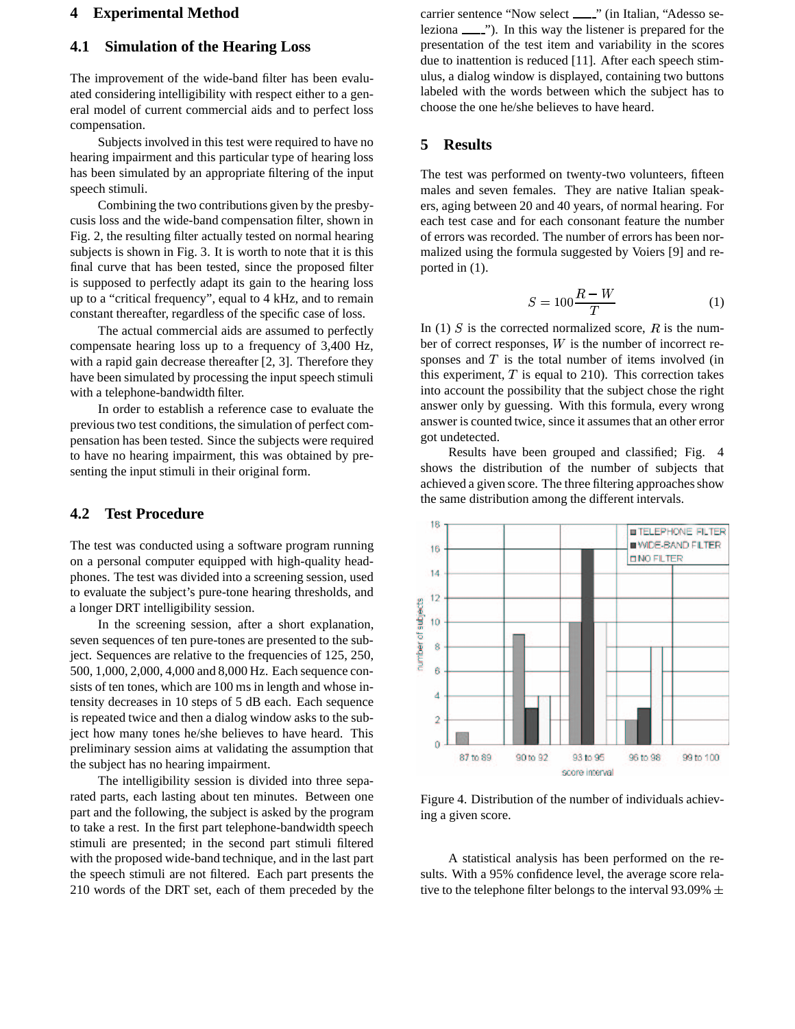## 4 Experimental Method

### 4.1 Simulation of the Hearing Loss

The improvement of the wide-band filter has been evaluated considering intelligibility with respect either to a general model of current commercial aids and to perfect loss compensation.

Subjects involved in this test were required to have no hearing impairment and this particular type of hearing loss has been simulated by an appropriate filtering of the input speech stimuli.

Combining the two contributions given by the presbycusis loss and the wide-band compensation filter, shown in Fig. 2, the resulting filter actually tested on normal hearing subjects is shown in Fig. 3. It is worth to note that it is this final curve that has been tested, since the proposed filter is supposed to perfectly adapt its gain to the hearing loss up to a "critical frequency", equal to 4 kHz, and to remain constant thereafter, regardless of the specific case of loss.

The actual commercial aids are assumed to perfectly compensate hearing loss up to a frequency of 3,400 Hz, with a rapid gain decrease thereafter [2, 3]. Therefore they have been simulated by processing the input speech stimuli with a telephone-bandwidth filter.

In order to establish a reference case to evaluate the previous two test conditions, the simulation of perfect compensation has been tested. Since the subjects were required to have no hearing impairment, this was obtained by presenting the input stimuli in their original form.

### 4.2 Test Procedure

The test was conducted using a software program running on a personal computer equipped with high-quality headphones. The test was divided into a screening session, used to evaluate the subject's pure-tone hearing thresholds, and a longer DRT intelligibility session.

In the screening session, after a short explanation, seven sequences of ten pure-tones are presented to the subject. Sequences are relative to the frequencies of 125, 250, 500, 1,000, 2,000, 4,000 and 8,000 Hz. Each sequence consists of ten tones, which are 100 ms in length and whose intensity decreases in 10 steps of 5 dB each. Each sequence is repeated twice and then a dialog window asks to the subject how many tones he/she believes to have heard. This preliminary session aims at validating the assumption that the subject has no hearing impairment.

The intelligibility session is divided into three separated parts, each lasting about ten minutes. Between one part and the following, the subject is asked by the program to take a rest. In the first part telephone-bandwidth speech stimuli are presented; in the second part stimuli filtered with the proposed wide-band technique, and in the last part the speech stimuli are not filtered. Each part presents the 210 words of the DRT set, each of them preceded by the carrier sentence "Now select ___" (in Italian, "Adesso seleziona ___"). In this way the listener is prepared for the presentation of the test item and variability in the scores due to inattention is reduced [11]. After each speech stimulus, a dialog window is displayed, containing two buttons labeled with the words between which the subject has to choose the one he/she believes to have heard.

## 5 Results

The test was performed on twenty-two volunteers, fifteen males and seven females. They are native Italian speakers, aging between 20 and 40 years, of normal hearing. For each test case and for each consonant feature the number of errors was recorded. The number of errors has been normalized using the formula suggested by Voiers [9] and reported in (1).

$$S = 100\frac{R - W}{T} \qquad (1)$$

In (1) $S$ is the corrected normalized score, $R$ is the number of correct responses, $W$ is the number of incorrect responses and $T$ is the total number of items involved (in this experiment, $T$ is equal to 210). This correction takes into account the possibility that the subject chose the right answer only by guessing. With this formula, every wrong answer is counted twice, since it assumes that an other error got undetected.

Results have been grouped and classified; Fig. 4 shows the distribution of the number of subjects that achieved a given score. The three filtering approaches show the same distribution among the different intervals.

Figure 4. Distribution of the number of individuals achieving a given score.

A statistical analysis has been performed on the results. With a 95% confidence level, the average score relative to the telephone filter belongs to the interval 93.09% ±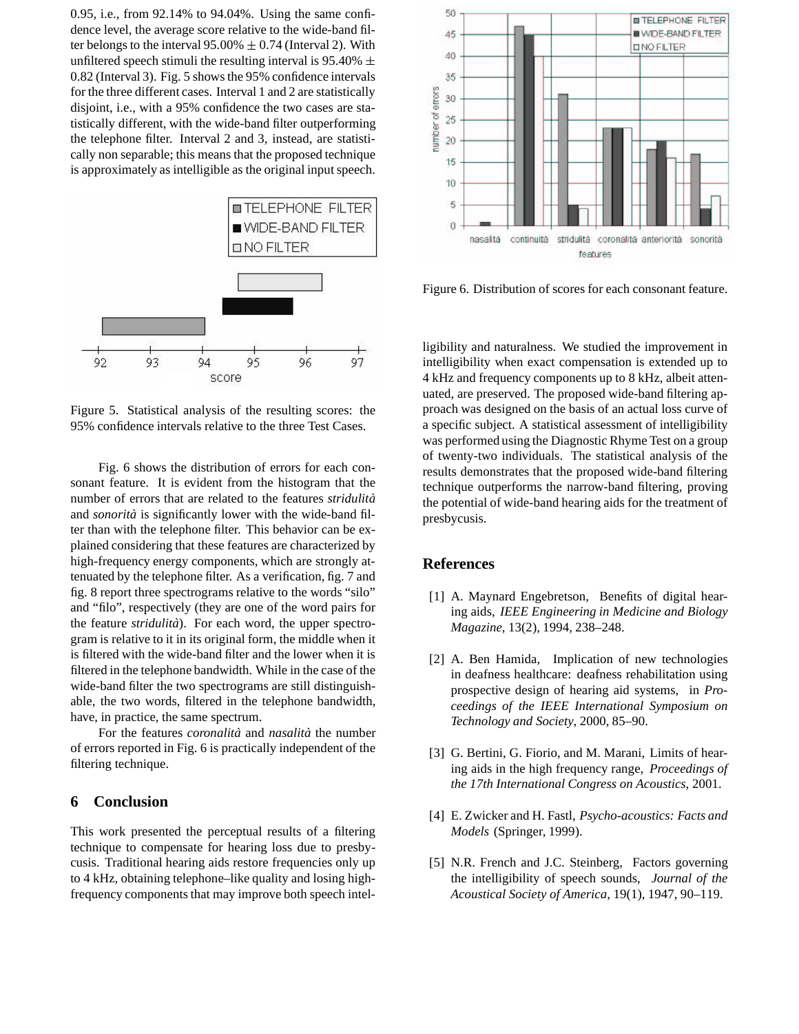0.95, i.e., from 92.14% to 94.04%. Using the same confidence level, the average score relative to the wide-band filter belongs to the interval 95.00% $\pm$ 0.74 (Interval 2). With unfiltered speech stimuli the resulting interval is 95.40% $\pm$ 0.82 (Interval 3). Fig. 5 shows the 95% confidence intervals for the three different cases. Interval 1 and 2 are statistically disjoint, i.e., with a 95% confidence the two cases are statistically different, with the wide-band filter outperforming the telephone filter. Interval 2 and 3, instead, are statistically non separable; this means that the proposed technique is approximately as intelligible as the original input speech.

Figure 5. Statistical analysis of the resulting scores: the 95% confidence intervals relative to the three Test Cases.

Fig. 6 shows the distribution of errors for each consonant feature. It is evident from the histogram that the number of errors that are related to the features *stridulità* and *sonorità* is significantly lower with the wide-band filter than with the telephone filter. This behavior can be explained considering that these features are characterized by high-frequency energy components, which are strongly attenuated by the telephone filter. As a verification, fig. 7 and fig. 8 report three spectrograms relative to the words "silo" and "filo", respectively (they are one of the word pairs for the feature *stridulità*). For each word, the upper spectrogram is relative to it in its original form, the middle when it is filtered with the wide-band filter and the lower when it is filtered in the telephone bandwidth. While in the case of the wide-band filter the two spectrograms are still distinguishable, the two words, filtered in the telephone bandwidth, have, in practice, the same spectrum.

For the features *coronalità* and *nasalità* the number of errors reported in Fig. 6 is practically independent of the filtering technique.

## 6 Conclusion

This work presented the perceptual results of a filtering technique to compensate for hearing loss due to presbycusis. Traditional hearing aids restore frequencies only up to 4 kHz, obtaining telephone–like quality and losing high-frequency components that may improve both speech intelligibility and naturalness. We studied the improvement in intelligibility when exact compensation is extended up to 4 kHz and frequency components up to 8 kHz, albeit attenuated, are preserved. The proposed wide-band filtering approach was designed on the basis of an actual loss curve of a specific subject. A statistical assessment of intelligibility was performed using the Diagnostic Rhyme Test on a group of twenty-two individuals. The statistical analysis of the results demonstrates that the proposed wide-band filtering technique outperforms the narrow-band filtering, proving the potential of wide-band hearing aids for the treatment of presbycusis.

Figure 6. Distribution of scores for each consonant feature.

## References

[1] A. Maynard Engebretson, Benefits of digital hearing aids, *IEEE Engineering in Medicine and Biology Magazine*, 13(2), 1994, 238–248.

[2] A. Ben Hamida, Implication of new technologies in deafness healthcare: deafness rehabilitation using prospective design of hearing aid systems, in *Proceedings of the IEEE International Symposium on Technology and Society*, 2000, 85–90.

[3] G. Bertini, G. Fiorio, and M. Marani, Limits of hearing aids in the high frequency range, *Proceedings of the 17th International Congress on Acoustics*, 2001.

[4] E. Zwicker and H. Fastl, *Psycho-acoustics: Facts and Models* (Springer, 1999).

[5] N.R. French and J.C. Steinberg, Factors governing the intelligibility of speech sounds, *Journal of the Acoustical Society of America*, 19(1), 1947, 90–119.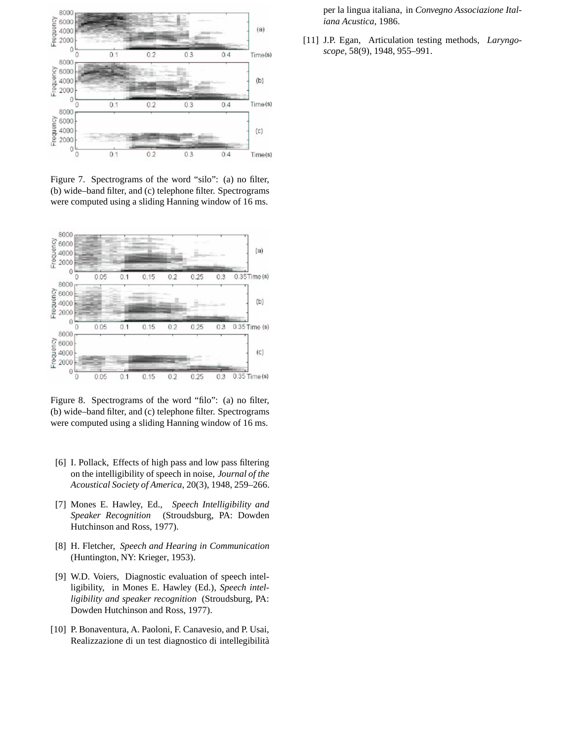8000
6000
4000
2000
0
Frequency
0 0.1 0.2 0.3 0.4 Time(s)
(a)

8000
6000
4000
2000
0
Frequency
0 0.1 0.2 0.3 0.4 Time(s)
(b)

8000
6000
4000
2000
0
Frequency
0 0.1 0.2 0.3 0.4 Time(s)
(c)

Figure 7. Spectrograms of the word "silo": (a) no filter, (b) wide–band filter, and (c) telephone filter. Spectrograms were computed using a sliding Hanning window of 16 ms.

8000
6000
4000
2000
0
Frequency
0 0.05 0.1 0.15 0.2 0.25 0.3 0.35 Time (s)
(a)

8000
6000
4000
2000
0
Frequency
0 0.05 0.1 0.15 0.2 0.25 0.3 0.35 Time (s)
(b)

8000
6000
4000
2000
0
Frequency
0 0.05 0.1 0.15 0.2 0.25 0.3 0.35 Time (s)
(c)

Figure 8. Spectrograms of the word "filo": (a) no filter, (b) wide–band filter, and (c) telephone filter. Spectrograms were computed using a sliding Hanning window of 16 ms.

[6] I. Pollack, Effects of high pass and low pass filtering on the intelligibility of speech in noise, *Journal of the Acoustical Society of America*, 20(3), 1948, 259–266.

[7] Mones E. Hawley, Ed., *Speech Intelligibility and Speaker Recognition* (Stroudsburg, PA: Dowden Hutchinson and Ross, 1977).

[8] H. Fletcher, *Speech and Hearing in Communication* (Huntington, NY: Krieger, 1953).

[9] W.D. Voiers, Diagnostic evaluation of speech intelligibility, in Mones E. Hawley (Ed.), *Speech intelligibility and speaker recognition* (Stroudsburg, PA: Dowden Hutchinson and Ross, 1977).

[10] P. Bonaventura, A. Paoloni, F. Canavesio, and P. Usai, Realizzazione di un test diagnostico di intellegibilità per la lingua italiana, in *Convegno Associazione Italiana Acustica*, 1986.

[11] J.P. Egan, Articulation testing methods, *Laryngoscope*, 58(9), 1948, 955–991.